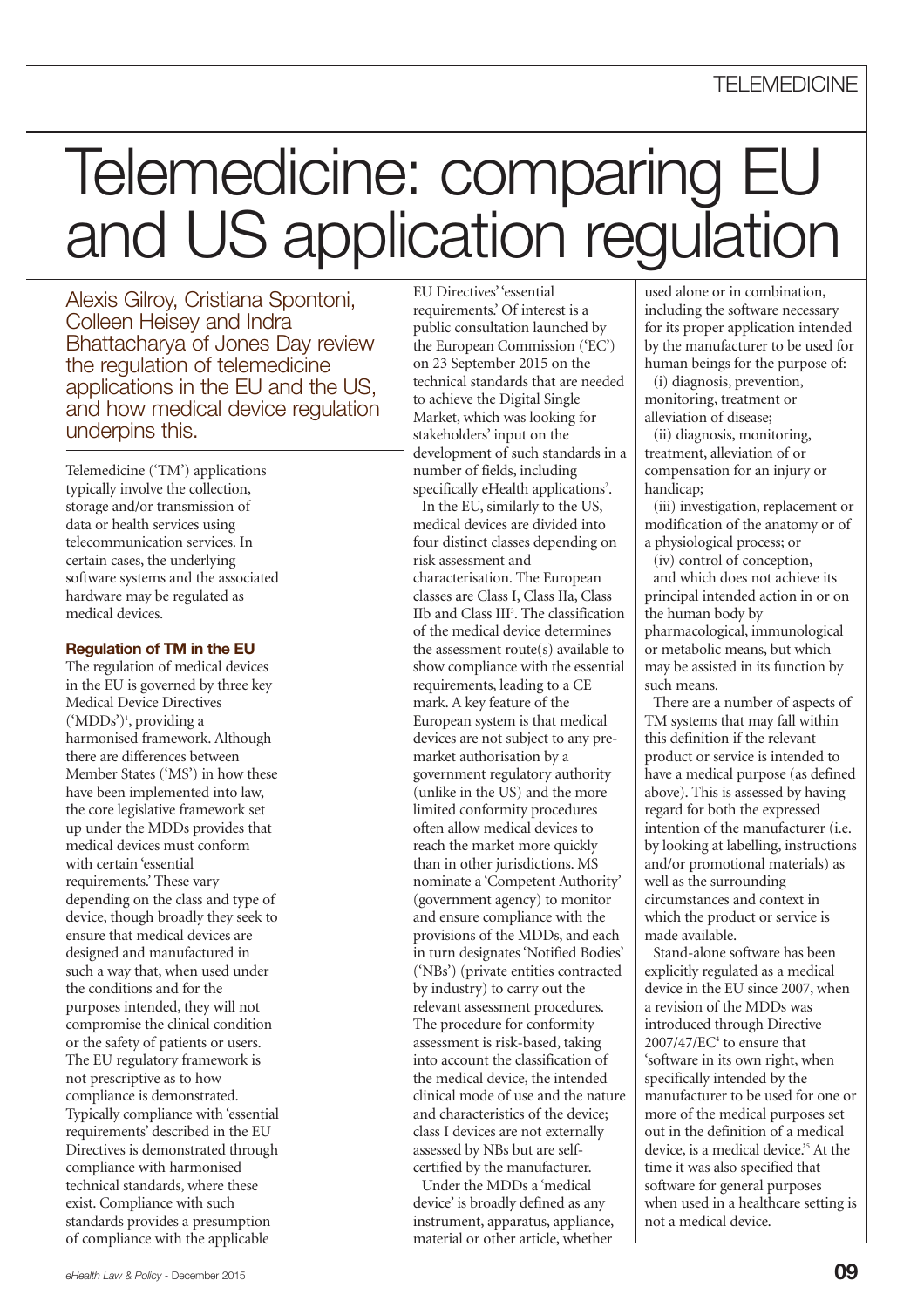# Telemedicine: comparing EU and US application regulation

Alexis Gilroy, Cristiana Spontoni, Colleen Heisey and Indra Bhattacharya of Jones Day review the regulation of telemedicine applications in the EU and the US, and how medical device regulation underpins this.

Telemedicine ('TM') applications typically involve the collection, storage and/or transmission of data or health services using telecommunication services. In certain cases, the underlying software systems and the associated hardware may be regulated as medical devices.

### Regulation of TM in the EU

The regulation of medical devices in the EU is governed by three key Medical Device Directives ('MDDs')[1], providing a harmonised framework. Although there are differences between Member States ('MS') in how these have been implemented into law, the core legislative framework set up under the MDDs provides that medical devices must conform with certain 'essential requirements.' These vary depending on the class and type of device, though broadly they seek to ensure that medical devices are designed and manufactured in such a way that, when used under the conditions and for the purposes intended, they will not compromise the clinical condition or the safety of patients or users. The EU regulatory framework is not prescriptive as to how compliance is demonstrated. Typically compliance with 'essential requirements' described in the EU Directives is demonstrated through compliance with harmonised technical standards, where these exist. Compliance with such standards provides a presumption of compliance with the applicable EU Directives' 'essential requirements.' Of interest is a public consultation launched by the European Commission ('EC') on 23 September 2015 on the technical standards that are needed to achieve the Digital Single Market, which was looking for stakeholders' input on the development of such standards in a number of fields, including specifically eHealth applications[2].

In the EU, similarly to the US, medical devices are divided into four distinct classes depending on risk assessment and characterisation. The European classes are Class I, Class IIa, Class IIb and Class III[3]. The classification of the medical device determines the assessment route(s) available to show compliance with the essential requirements, leading to a CE mark. A key feature of the European system is that medical devices are not subject to any pre-market authorisation by a government regulatory authority (unlike in the US) and the more limited conformity procedures often allow medical devices to reach the market more quickly than in other jurisdictions. MS nominate a 'Competent Authority' (government agency) to monitor and ensure compliance with the provisions of the MDDs, and each in turn designates 'Notified Bodies' ('NBs') (private entities contracted by industry) to carry out the relevant assessment procedures. The procedure for conformity assessment is risk-based, taking into account the classification of the medical device, the intended clinical mode of use and the nature and characteristics of the device; class I devices are not externally assessed by NBs but are self-certified by the manufacturer.

Under the MDDs a 'medical device' is broadly defined as any instrument, apparatus, appliance, material or other article, whether used alone or in combination, including the software necessary for its proper application intended by the manufacturer to be used for human beings for the purpose of:

(i) diagnosis, prevention, monitoring, treatment or alleviation of disease;

(ii) diagnosis, monitoring, treatment, alleviation of or compensation for an injury or handicap;

(iii) investigation, replacement or modification of the anatomy or of a physiological process; or

(iv) control of conception,

and which does not achieve its principal intended action in or on the human body by pharmacological, immunological or metabolic means, but which may be assisted in its function by such means.

There are a number of aspects of TM systems that may fall within this definition if the relevant product or service is intended to have a medical purpose (as defined above). This is assessed by having regard for both the expressed intention of the manufacturer (i.e. by looking at labelling, instructions and/or promotional materials) as well as the surrounding circumstances and context in which the product or service is made available.

Stand-alone software has been explicitly regulated as a medical device in the EU since 2007, when a revision of the MDDs was introduced through Directive 2007/47/EC[4] to ensure that 'software in its own right, when specifically intended by the manufacturer to be used for one or more of the medical purposes set out in the definition of a medical device, is a medical device.'[5] At the time it was also specified that software for general purposes when used in a healthcare setting is not a medical device.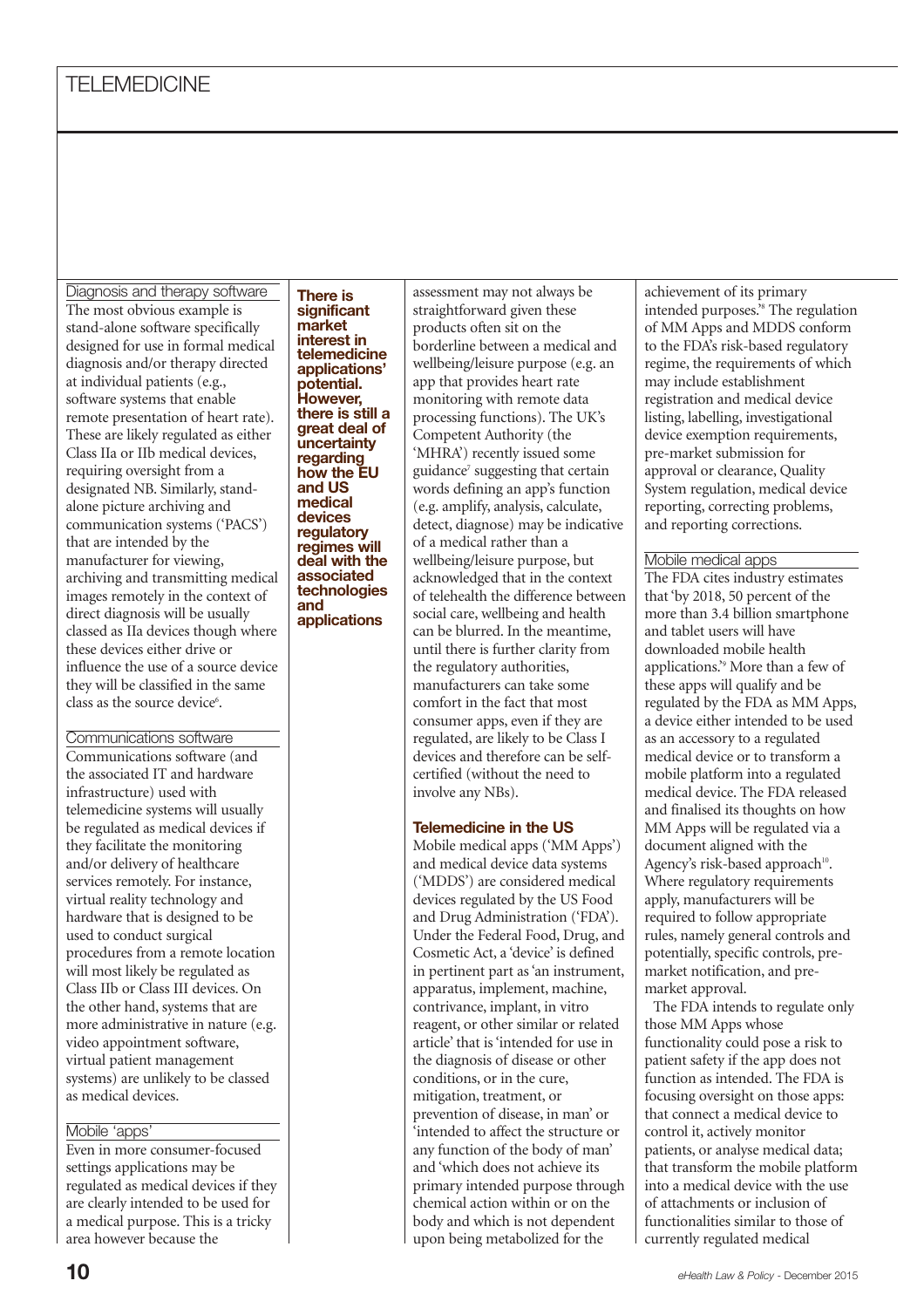### Diagnosis and therapy software

The most obvious example is stand-alone software specifically designed for use in formal medical diagnosis and/or therapy directed at individual patients (e.g., software systems that enable remote presentation of heart rate). These are likely regulated as either Class IIa or IIb medical devices, requiring oversight from a designated NB. Similarly, stand-alone picture archiving and communication systems ('PACS') that are intended by the manufacturer for viewing, archiving and transmitting medical images remotely in the context of direct diagnosis will be usually classed as IIa devices though where these devices either drive or influence the use of a source device they will be classified in the same class as the source device[6].

### Communications software

Communications software (and the associated IT and hardware infrastructure) used with telemedicine systems will usually be regulated as medical devices if they facilitate the monitoring and/or delivery of healthcare services remotely. For instance, virtual reality technology and hardware that is designed to be used to conduct surgical procedures from a remote location will most likely be regulated as Class IIb or Class III devices. On the other hand, systems that are more administrative in nature (e.g. video appointment software, virtual patient management systems) are unlikely to be classed as medical devices.

### Mobile 'apps'

Even in more consumer-focused settings applications may be regulated as medical devices if they are clearly intended to be used for a medical purpose. This is a tricky area however because the assessment may not always be straightforward given these products often sit on the borderline between a medical and wellbeing/leisure purpose (e.g. an app that provides heart rate monitoring with remote data processing functions). The UK's Competent Authority (the 'MHRA') recently issued some guidance[7] suggesting that certain words defining an app's function (e.g. amplify, analysis, calculate, detect, diagnose) may be indicative of a medical rather than a wellbeing/leisure purpose, but acknowledged that in the context of telehealth the difference between social care, wellbeing and health can be blurred. In the meantime, until there is further clarity from the regulatory authorities, manufacturers can take some comfort in the fact that most consumer apps, even if they are regulated, are likely to be Class I devices and therefore can be self-certified (without the need to involve any NBs).

**There is significant market interest in telemedicine applications' potential. However, there is still a great deal of uncertainty regarding how the EU and US medical devices regulatory regimes will deal with the associated technologies and applications**

## Telemedicine in the US

Mobile medical apps ('MM Apps') and medical device data systems ('MDDS') are considered medical devices regulated by the US Food and Drug Administration ('FDA'). Under the Federal Food, Drug, and Cosmetic Act, a 'device' is defined in pertinent part as 'an instrument, apparatus, implement, machine, contrivance, implant, in vitro reagent, or other similar or related article' that is 'intended for use in the diagnosis of disease or other conditions, or in the cure, mitigation, treatment, or prevention of disease, in man' or 'intended to affect the structure or any function of the body of man' and 'which does not achieve its primary intended purpose through chemical action within or on the body and which is not dependent upon being metabolized for the achievement of its primary intended purposes.'[8] The regulation of MM Apps and MDDS conform to the FDA's risk-based regulatory regime, the requirements of which may include establishment registration and medical device listing, labelling, investigational device exemption requirements, pre-market submission for approval or clearance, Quality System regulation, medical device reporting, correcting problems, and reporting corrections.

### Mobile medical apps

The FDA cites industry estimates that 'by 2018, 50 percent of the more than 3.4 billion smartphone and tablet users will have downloaded mobile health applications.'[9] More than a few of these apps will qualify and be regulated by the FDA as MM Apps, a device either intended to be used as an accessory to a regulated medical device or to transform a mobile platform into a regulated medical device. The FDA released and finalised its thoughts on how MM Apps will be regulated via a document aligned with the Agency's risk-based approach[10]. Where regulatory requirements apply, manufacturers will be required to follow appropriate rules, namely general controls and potentially, specific controls, pre-market notification, and pre-market approval.

The FDA intends to regulate only those MM Apps whose functionality could pose a risk to patient safety if the app does not function as intended. The FDA is focusing oversight on those apps: that connect a medical device to control it, actively monitor patients, or analyse medical data; that transform the mobile platform into a medical device with the use of attachments or inclusion of functionalities similar to those of currently regulated medical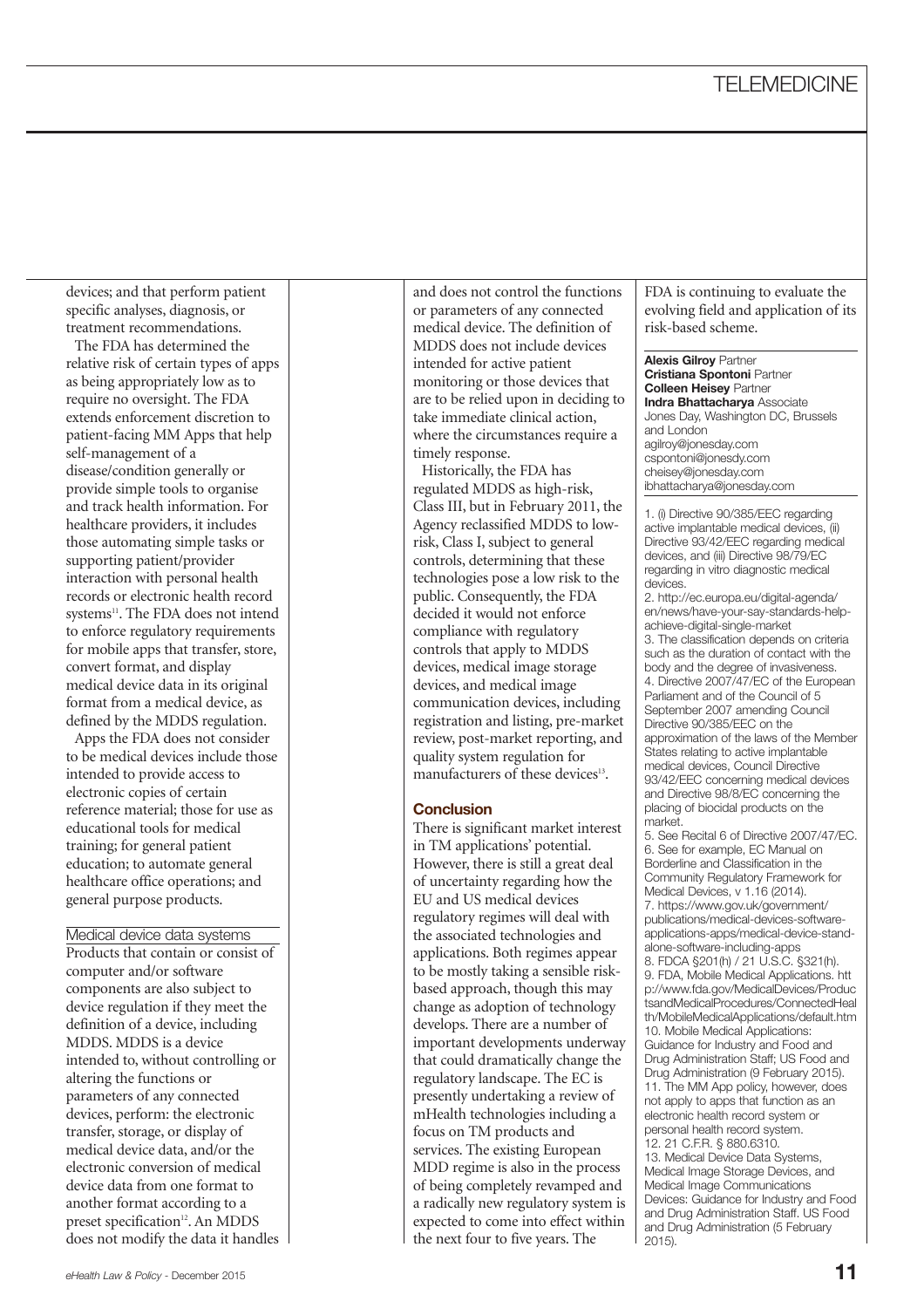devices; and that perform patient specific analyses, diagnosis, or treatment recommendations.

The FDA has determined the relative risk of certain types of apps as being appropriately low as to require no oversight. The FDA extends enforcement discretion to patient-facing MM Apps that help self-management of a disease/condition generally or provide simple tools to organise and track health information. For healthcare providers, it includes those automating simple tasks or supporting patient/provider interaction with personal health records or electronic health record systems[11]. The FDA does not intend to enforce regulatory requirements for mobile apps that transfer, store, convert format, and display medical device data in its original format from a medical device, as defined by the MDDS regulation.

Apps the FDA does not consider to be medical devices include those intended to provide access to electronic copies of certain reference material; those for use as educational tools for medical training; for general patient education; to automate general healthcare office operations; and general purpose products.

### Medical device data systems

Products that contain or consist of computer and/or software components are also subject to device regulation if they meet the definition of a device, including MDDS. MDDS is a device intended to, without controlling or altering the functions or parameters of any connected devices, perform: the electronic transfer, storage, or display of medical device data, and/or the electronic conversion of medical device data from one format to another format according to a preset specification[12]. An MDDS does not modify the data it handles and does not control the functions or parameters of any connected medical device. The definition of MDDS does not include devices intended for active patient monitoring or those devices that are to be relied upon in deciding to take immediate clinical action, where the circumstances require a timely response.

Historically, the FDA has regulated MDDS as high-risk, Class III, but in February 2011, the Agency reclassified MDDS to low-risk, Class I, subject to general controls, determining that these technologies pose a low risk to the public. Consequently, the FDA decided it would not enforce compliance with regulatory controls that apply to MDDS devices, medical image storage devices, and medical image communication devices, including registration and listing, pre-market review, post-market reporting, and quality system regulation for manufacturers of these devices[13].

### Conclusion

There is significant market interest in TM applications' potential. However, there is still a great deal of uncertainty regarding how the EU and US medical devices regulatory regimes will deal with the associated technologies and applications. Both regimes appear to be mostly taking a sensible risk-based approach, though this may change as adoption of technology develops. There are a number of important developments underway that could dramatically change the regulatory landscape. The EC is presently undertaking a review of mHealth technologies including a focus on TM products and services. The existing European MDD regime is also in the process of being completely revamped and a radically new regulatory system is expected to come into effect within the next four to five years. The FDA is continuing to evaluate the evolving field and application of its risk-based scheme.

**Alexis Gilroy** Partner
**Cristiana Spontoni** Partner
**Colleen Heisey** Partner
**Indra Bhattacharya** Associate
Jones Day, Washington DC, Brussels and London
agilroy@jonesday.com
cspontoni@jonesdy.com
cheisey@jonesday.com
ibhattacharya@jonesday.com

1. (i) Directive 90/385/EEC regarding active implantable medical devices, (ii) Directive 93/42/EEC regarding medical devices, and (iii) Directive 98/79/EC regarding in vitro diagnostic medical devices.
2. http://ec.europa.eu/digital-agenda/en/news/have-your-say-standards-help-achieve-digital-single-market
3. The classification depends on criteria such as the duration of contact with the body and the degree of invasiveness.
4. Directive 2007/47/EC of the European Parliament and of the Council of 5 September 2007 amending Council Directive 90/385/EEC on the approximation of the laws of the Member States relating to active implantable medical devices, Council Directive 93/42/EEC concerning medical devices and Directive 98/8/EC concerning the placing of biocidal products on the market.
5. See Recital 6 of Directive 2007/47/EC.
6. See for example, EC Manual on Borderline and Classification in the Community Regulatory Framework for Medical Devices, v 1.16 (2014).
7. https://www.gov.uk/government/publications/medical-devices-software-applications-apps/medical-device-stand-alone-software-including-apps
8. FDCA §201(h) / 21 U.S.C. §321(h).
9. FDA, Mobile Medical Applications. http://www.fda.gov/MedicalDevices/ProductsandMedicalProcedures/ConnectedHealth/MobileMedicalApplications/default.htm
10. Mobile Medical Applications: Guidance for Industry and Food and Drug Administration Staff; US Food and Drug Administration (9 February 2015).
11. The MM App policy, however, does not apply to apps that function as an electronic health record system or personal health record system.
12. 21 C.F.R. § 880.6310.
13. Medical Device Data Systems, Medical Image Storage Devices, and Medical Image Communications Devices: Guidance for Industry and Food and Drug Administration Staff. US Food and Drug Administration (5 February 2015).